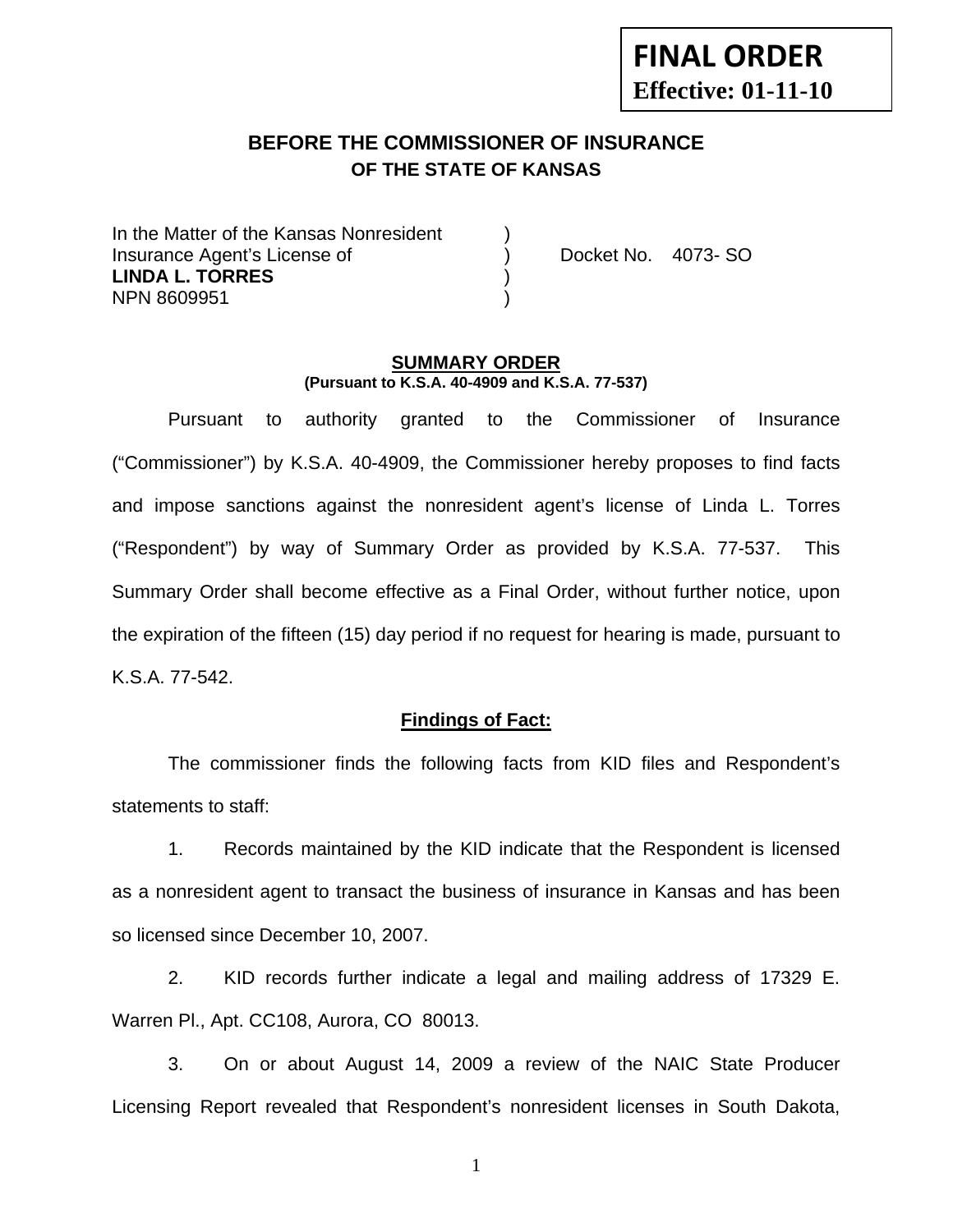**FINAL ORDER**
**Effective: 01-11-10**

## BEFORE THE COMMISSIONER OF INSURANCE OF THE STATE OF KANSAS

In the Matter of the Kansas Nonresident )
Insurance Agent's License of ) Docket No. 4073- SO
**LINDA L. TORRES** )
NPN 8609951 )

### SUMMARY ORDER
**(Pursuant to K.S.A. 40-4909 and K.S.A. 77-537)**

Pursuant to authority granted to the Commissioner of Insurance ("Commissioner") by K.S.A. 40-4909, the Commissioner hereby proposes to find facts and impose sanctions against the nonresident agent's license of Linda L. Torres ("Respondent") by way of Summary Order as provided by K.S.A. 77-537. This Summary Order shall become effective as a Final Order, without further notice, upon the expiration of the fifteen (15) day period if no request for hearing is made, pursuant to K.S.A. 77-542.

**Findings of Fact:**

The commissioner finds the following facts from KID files and Respondent's statements to staff:

1. Records maintained by the KID indicate that the Respondent is licensed as a nonresident agent to transact the business of insurance in Kansas and has been so licensed since December 10, 2007.

2. KID records further indicate a legal and mailing address of 17329 E. Warren Pl., Apt. CC108, Aurora, CO 80013.

3. On or about August 14, 2009 a review of the NAIC State Producer Licensing Report revealed that Respondent's nonresident licenses in South Dakota,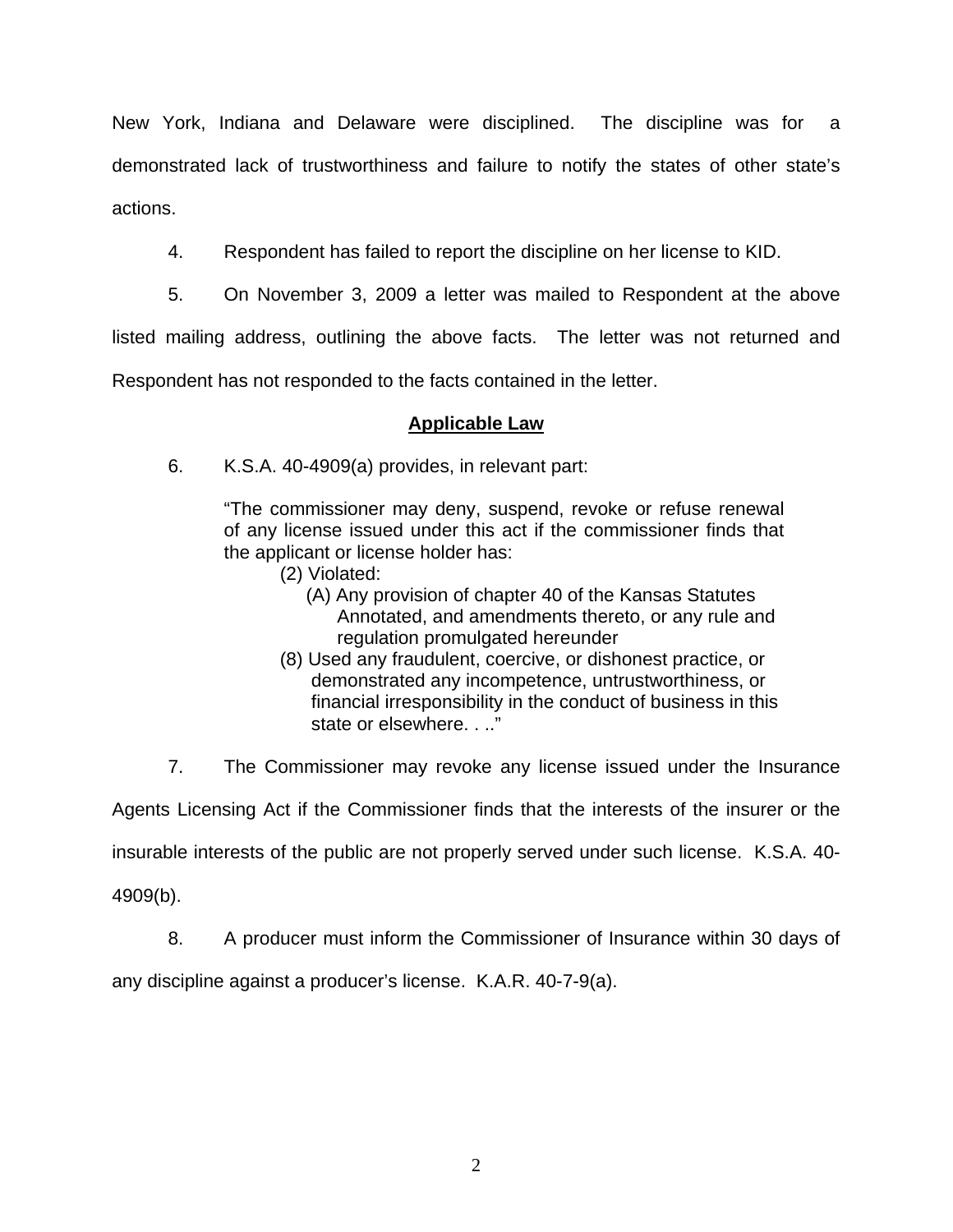New York, Indiana and Delaware were disciplined. The discipline was for a demonstrated lack of trustworthiness and failure to notify the states of other state's actions.

4. Respondent has failed to report the discipline on her license to KID.

5. On November 3, 2009 a letter was mailed to Respondent at the above listed mailing address, outlining the above facts. The letter was not returned and Respondent has not responded to the facts contained in the letter.

## **Applicable Law**

6. K.S.A. 40-4909(a) provides, in relevant part:

> "The commissioner may deny, suspend, revoke or refuse renewal of any license issued under this act if the commissioner finds that the applicant or license holder has:
>
> (2) Violated:
>
> (A) Any provision of chapter 40 of the Kansas Statutes Annotated, and amendments thereto, or any rule and regulation promulgated hereunder
>
> (8) Used any fraudulent, coercive, or dishonest practice, or demonstrated any incompetence, untrustworthiness, or financial irresponsibility in the conduct of business in this state or elsewhere. . .."

7. The Commissioner may revoke any license issued under the Insurance Agents Licensing Act if the Commissioner finds that the interests of the insurer or the insurable interests of the public are not properly served under such license. K.S.A. 40-4909(b).

8. A producer must inform the Commissioner of Insurance within 30 days of any discipline against a producer's license. K.A.R. 40-7-9(a).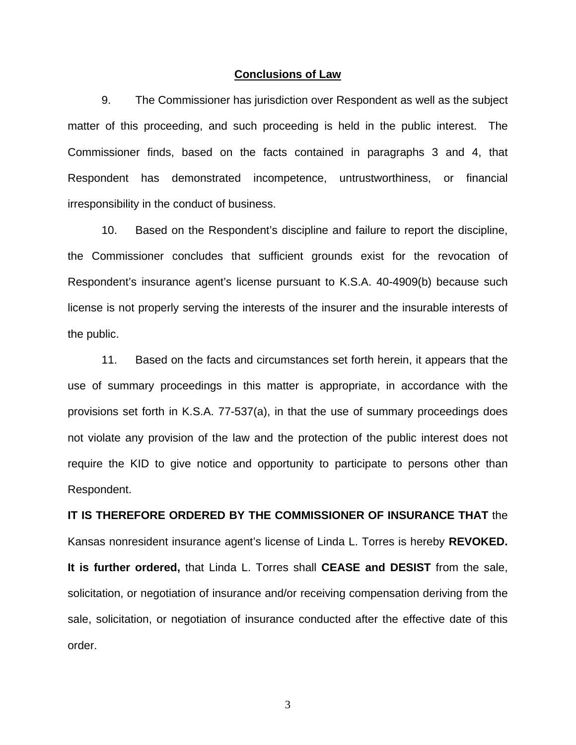## Conclusions of Law

9. The Commissioner has jurisdiction over Respondent as well as the subject matter of this proceeding, and such proceeding is held in the public interest. The Commissioner finds, based on the facts contained in paragraphs 3 and 4, that Respondent has demonstrated incompetence, untrustworthiness, or financial irresponsibility in the conduct of business.

10. Based on the Respondent's discipline and failure to report the discipline, the Commissioner concludes that sufficient grounds exist for the revocation of Respondent's insurance agent's license pursuant to K.S.A. 40-4909(b) because such license is not properly serving the interests of the insurer and the insurable interests of the public.

11. Based on the facts and circumstances set forth herein, it appears that the use of summary proceedings in this matter is appropriate, in accordance with the provisions set forth in K.S.A. 77-537(a), in that the use of summary proceedings does not violate any provision of the law and the protection of the public interest does not require the KID to give notice and opportunity to participate to persons other than Respondent.

**IT IS THEREFORE ORDERED BY THE COMMISSIONER OF INSURANCE THAT** the Kansas nonresident insurance agent's license of Linda L. Torres is hereby **REVOKED.** **It is further ordered,** that Linda L. Torres shall **CEASE and DESIST** from the sale, solicitation, or negotiation of insurance and/or receiving compensation deriving from the sale, solicitation, or negotiation of insurance conducted after the effective date of this order.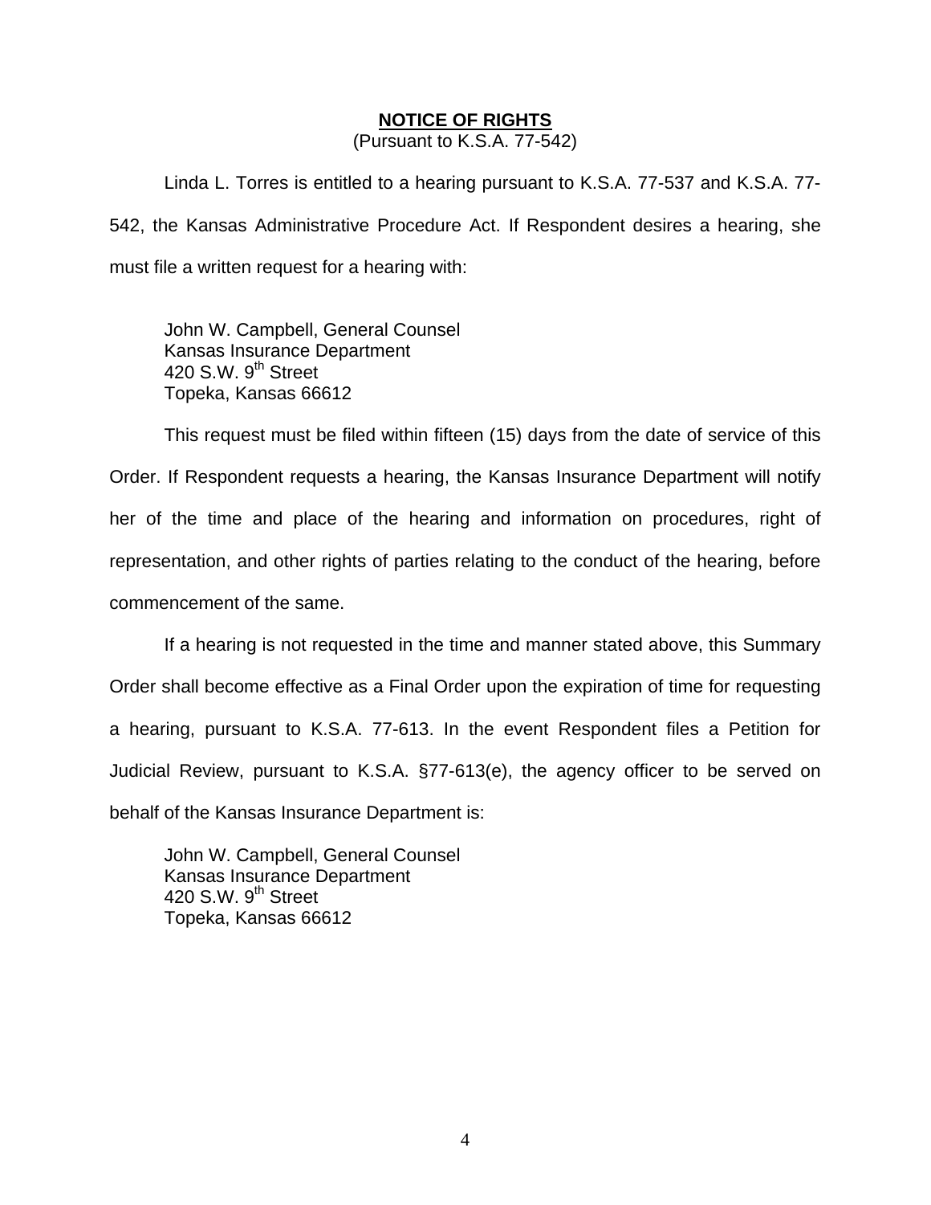## NOTICE OF RIGHTS

(Pursuant to K.S.A. 77-542)

Linda L. Torres is entitled to a hearing pursuant to K.S.A. 77-537 and K.S.A. 77-542, the Kansas Administrative Procedure Act. If Respondent desires a hearing, she must file a written request for a hearing with:

John W. Campbell, General Counsel
Kansas Insurance Department
420 S.W. 9th Street
Topeka, Kansas 66612

This request must be filed within fifteen (15) days from the date of service of this Order. If Respondent requests a hearing, the Kansas Insurance Department will notify her of the time and place of the hearing and information on procedures, right of representation, and other rights of parties relating to the conduct of the hearing, before commencement of the same.

If a hearing is not requested in the time and manner stated above, this Summary Order shall become effective as a Final Order upon the expiration of time for requesting a hearing, pursuant to K.S.A. 77-613. In the event Respondent files a Petition for Judicial Review, pursuant to K.S.A. §77-613(e), the agency officer to be served on behalf of the Kansas Insurance Department is:

John W. Campbell, General Counsel
Kansas Insurance Department
420 S.W. 9th Street
Topeka, Kansas 66612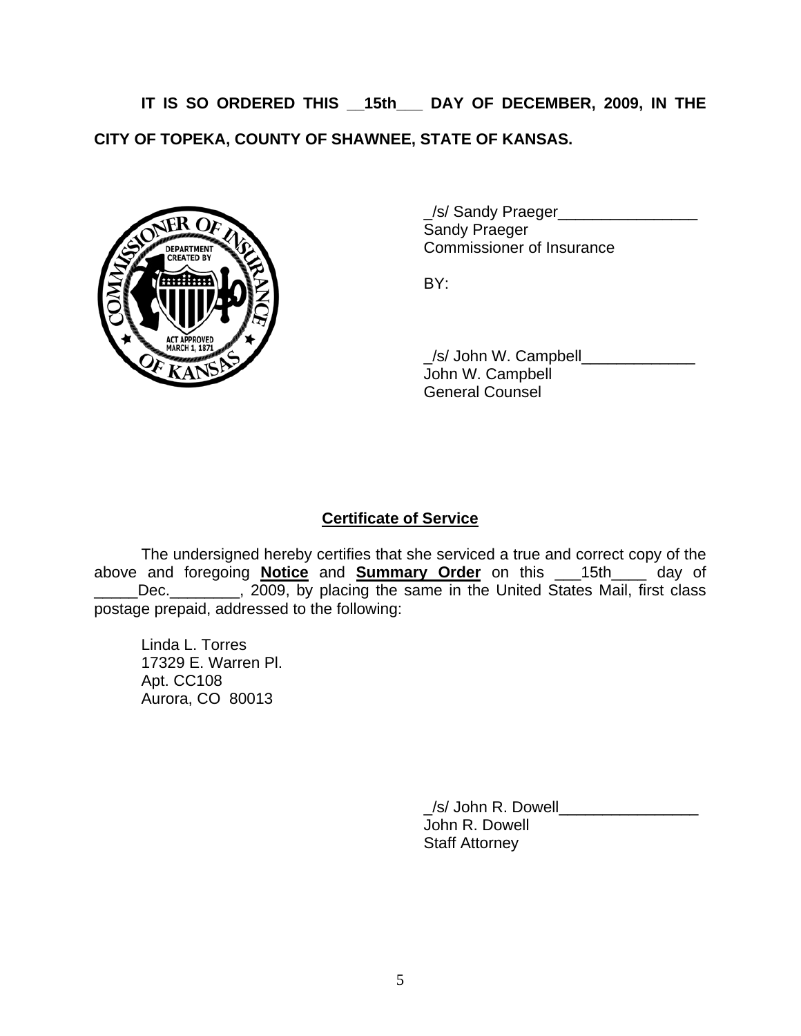**IT IS SO ORDERED THIS __15th___ DAY OF DECEMBER, 2009, IN THE CITY OF TOPEKA, COUNTY OF SHAWNEE, STATE OF KANSAS.**

_/s/ Sandy Praeger________________
Sandy Praeger
Commissioner of Insurance

BY:

_/s/ John W. Campbell_____________
John W. Campbell
General Counsel

## Certificate of Service

The undersigned hereby certifies that she serviced a true and correct copy of the above and foregoing **Notice** and **Summary Order** on this ___15th____ day of _____Dec.________, 2009, by placing the same in the United States Mail, first class postage prepaid, addressed to the following:

Linda L. Torres
17329 E. Warren Pl.
Apt. CC108
Aurora, CO 80013

_/s/ John R. Dowell________________
John R. Dowell
Staff Attorney